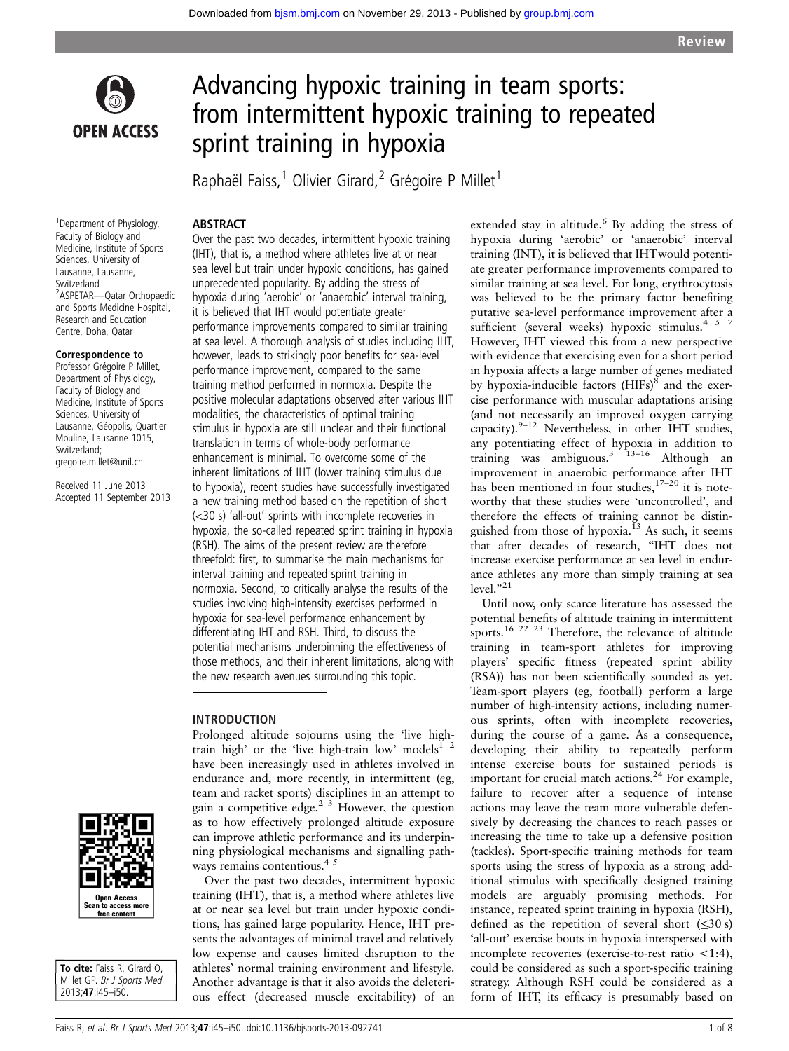Review

# Advancing hypoxic training in team sports: from intermittent hypoxic training to repeated sprint training in hypoxia

Raphaël Faiss,[1] Olivier Girard,[2] Grégoire P Millet[1]

[1]Department of Physiology, Faculty of Biology and Medicine, Institute of Sports Sciences, University of Lausanne, Lausanne, Switzerland
[2]ASPETAR—Qatar Orthopaedic and Sports Medicine Hospital, Research and Education Centre, Doha, Qatar

**Correspondence to**
Professor Grégoire P Millet, Department of Physiology, Faculty of Biology and Medicine, Institute of Sports Sciences, University of Lausanne, Géopolis, Quartier Mouline, Lausanne 1015, Switzerland; gregoire.millet@unil.ch

Received 11 June 2013
Accepted 11 September 2013

**To cite:** Faiss R, Girard O, Millet GP. *Br J Sports Med* 2013;**47**:i45–i50.

## ABSTRACT

Over the past two decades, intermittent hypoxic training (IHT), that is, a method where athletes live at or near sea level but train under hypoxic conditions, has gained unprecedented popularity. By adding the stress of hypoxia during 'aerobic' or 'anaerobic' interval training, it is believed that IHT would potentiate greater performance improvements compared to similar training at sea level. A thorough analysis of studies including IHT, however, leads to strikingly poor benefits for sea-level performance improvement, compared to the same training method performed in normoxia. Despite the positive molecular adaptations observed after various IHT modalities, the characteristics of optimal training stimulus in hypoxia are still unclear and their functional translation in terms of whole-body performance enhancement is minimal. To overcome some of the inherent limitations of IHT (lower training stimulus due to hypoxia), recent studies have successfully investigated a new training method based on the repetition of short (<30 s) 'all-out' sprints with incomplete recoveries in hypoxia, the so-called repeated sprint training in hypoxia (RSH). The aims of the present review are therefore threefold: first, to summarise the main mechanisms for interval training and repeated sprint training in normoxia. Second, to critically analyse the results of the studies involving high-intensity exercises performed in hypoxia for sea-level performance enhancement by differentiating IHT and RSH. Third, to discuss the potential mechanisms underpinning the effectiveness of those methods, and their inherent limitations, along with the new research avenues surrounding this topic.

## INTRODUCTION

Prolonged altitude sojourns using the 'live high-train high' or the 'live high-train low' models[1,2] have been increasingly used in athletes involved in endurance and, more recently, in intermittent (eg, team and racket sports) disciplines in an attempt to gain a competitive edge.[2,3] However, the question as to how effectively prolonged altitude exposure can improve athletic performance and its underpinning physiological mechanisms and signalling pathways remains contentious.[4,5]

Over the past two decades, intermittent hypoxic training (IHT), that is, a method where athletes live at or near sea level but train under hypoxic conditions, has gained large popularity. Hence, IHT presents the advantages of minimal travel and relatively low expense and causes limited disruption to the athletes' normal training environment and lifestyle. Another advantage is that it also avoids the deleterious effect (decreased muscle excitability) of an extended stay in altitude.[6] By adding the stress of hypoxia during 'aerobic' or 'anaerobic' interval training (INT), it is believed that IHT would potentiate greater performance improvements compared to similar training at sea level. For long, erythrocytosis was believed to be the primary factor benefiting putative sea-level performance improvement after a sufficient (several weeks) hypoxic stimulus.[4,5,7] However, IHT viewed this from a new perspective with evidence that exercising even for a short period in hypoxia affects a large number of genes mediated by hypoxia-inducible factors (HIFs)[8] and the exercise performance with muscular adaptations arising (and not necessarily an improved oxygen carrying capacity).[9–12] Nevertheless, in other IHT studies, any potentiating effect of hypoxia in addition to training was ambiguous.[3,13–16] Although an improvement in anaerobic performance after IHT has been mentioned in four studies,[17–20] it is noteworthy that these studies were 'uncontrolled', and therefore the effects of training cannot be distinguished from those of hypoxia.[13] As such, it seems that after decades of research, "IHT does not increase exercise performance at sea level in endurance athletes any more than simply training at sea level."[21]

Until now, only scarce literature has assessed the potential benefits of altitude training in intermittent sports.[16,22,23] Therefore, the relevance of altitude training in team-sport athletes for improving players' specific fitness (repeated sprint ability (RSA)) has not been scientifically sounded as yet. Team-sport players (eg, football) perform a large number of high-intensity actions, including numerous sprints, often with incomplete recoveries, during the course of a game. As a consequence, developing their ability to repeatedly perform intense exercise bouts for sustained periods is important for crucial match actions.[24] For example, failure to recover after a sequence of intense actions may leave the team more vulnerable defensively by decreasing the chances to reach passes or increasing the time to take up a defensive position (tackles). Sport-specific training methods for team sports using the stress of hypoxia as a strong additional stimulus with specifically designed training models are arguably promising methods. For instance, repeated sprint training in hypoxia (RSH), defined as the repetition of several short (≤30 s) 'all-out' exercise bouts in hypoxia interspersed with incomplete recoveries (exercise-to-rest ratio <1:4), could be considered as such a sport-specific training strategy. Although RSH could be considered as a form of IHT, its efficacy is presumably based on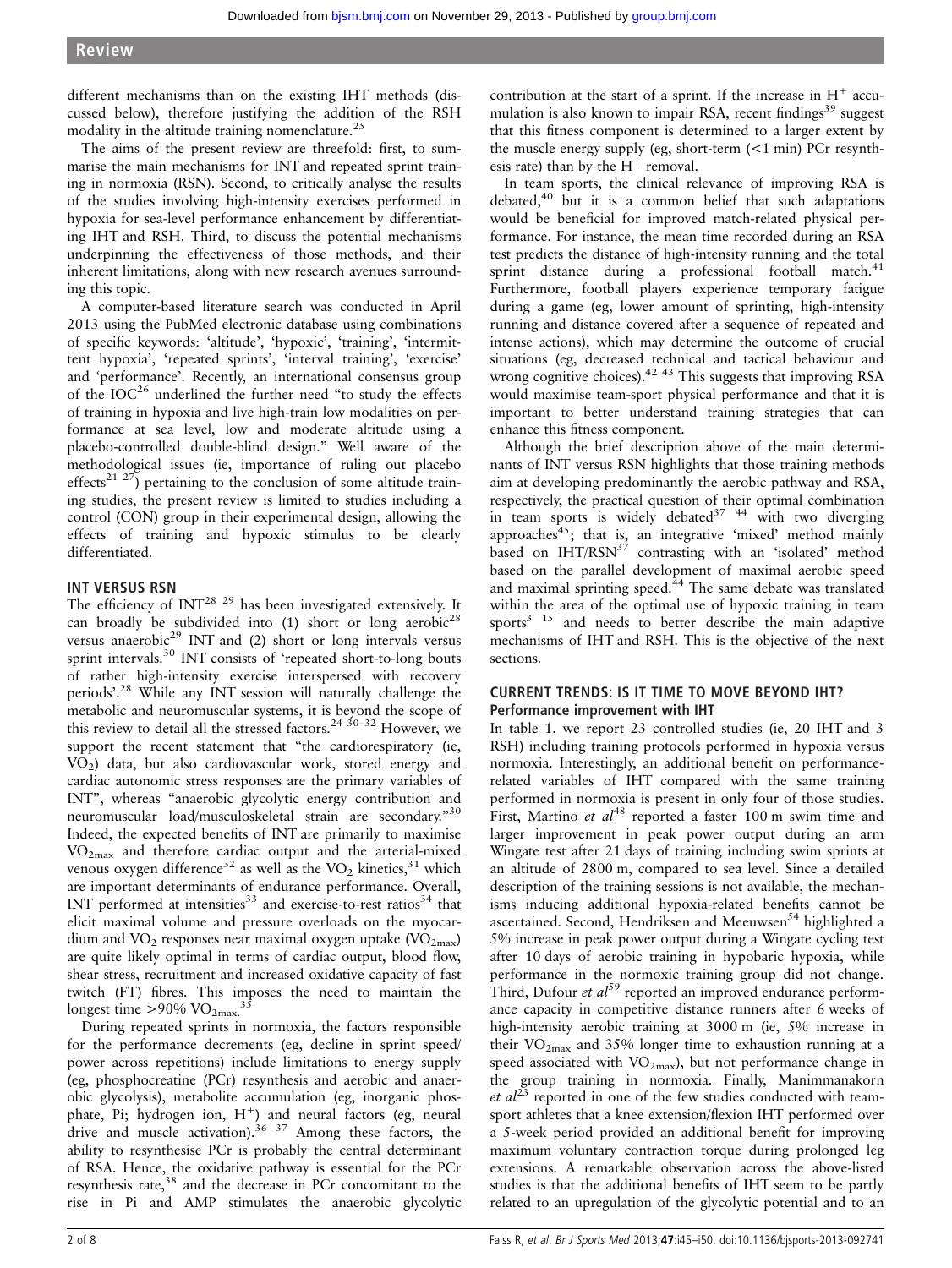different mechanisms than on the existing IHT methods (discussed below), therefore justifying the addition of the RSH modality in the altitude training nomenclature.[25]

The aims of the present review are threefold: first, to summarise the main mechanisms for INT and repeated sprint training in normoxia (RSN). Second, to critically analyse the results of the studies involving high-intensity exercises performed in hypoxia for sea-level performance enhancement by differentiating IHT and RSH. Third, to discuss the potential mechanisms underpinning the effectiveness of those methods, and their inherent limitations, along with new research avenues surrounding this topic.

A computer-based literature search was conducted in April 2013 using the PubMed electronic database using combinations of specific keywords: 'altitude', 'hypoxic', 'training', 'intermittent hypoxia', 'repeated sprints', 'interval training', 'exercise' and 'performance'. Recently, an international consensus group of the IOC[26] underlined the further need "to study the effects of training in hypoxia and live high-train low modalities on performance at sea level, low and moderate altitude using a placebo-controlled double-blind design." Well aware of the methodological issues (ie, importance of ruling out placebo effects[21 27]) pertaining to the conclusion of some altitude training studies, the present review is limited to studies including a control (CON) group in their experimental design, allowing the effects of training and hypoxic stimulus to be clearly differentiated.

## INT VERSUS RSN

The efficiency of INT[28 29] has been investigated extensively. It can broadly be subdivided into (1) short or long aerobic[28] versus anaerobic[29] INT and (2) short or long intervals versus sprint intervals.[30] INT consists of 'repeated short-to-long bouts of rather high-intensity exercise interspersed with recovery periods'.[28] While any INT session will naturally challenge the metabolic and neuromuscular systems, it is beyond the scope of this review to detail all the stressed factors.[24 30–32] However, we support the recent statement that "the cardiorespiratory (ie, $VO_2$) data, but also cardiovascular work, stored energy and cardiac autonomic stress responses are the primary variables of INT", whereas "anaerobic glycolytic energy contribution and neuromuscular load/musculoskeletal strain are secondary."[30] Indeed, the expected benefits of INT are primarily to maximise $VO_{2max}$ and therefore cardiac output and the arterial-mixed venous oxygen difference[32] as well as the $VO_2$ kinetics,[31] which are important determinants of endurance performance. Overall, INT performed at intensities[33] and exercise-to-rest ratios[34] that elicit maximal volume and pressure overloads on the myocardium and $VO_2$ responses near maximal oxygen uptake ($VO_{2max}$) are quite likely optimal in terms of cardiac output, blood flow, shear stress, recruitment and increased oxidative capacity of fast twitch (FT) fibres. This imposes the need to maintain the longest time >90% $VO_{2max}$.[35]

During repeated sprints in normoxia, the factors responsible for the performance decrements (eg, decline in sprint speed/power across repetitions) include limitations to energy supply (eg, phosphocreatine (PCr) resynthesis and aerobic and anaerobic glycolysis), metabolite accumulation (eg, inorganic phosphate, Pi; hydrogen ion, $H^+$) and neural factors (eg, neural drive and muscle activation).[36 37] Among these factors, the ability to resynthesise PCr is probably the central determinant of RSA. Hence, the oxidative pathway is essential for the PCr resynthesis rate,[38] and the decrease in PCr concomitant to the rise in Pi and AMP stimulates the anaerobic glycolytic contribution at the start of a sprint. If the increase in $H^+$ accumulation is also known to impair RSA, recent findings[39] suggest that this fitness component is determined to a larger extent by the muscle energy supply (eg, short-term (<1 min) PCr resynthesis rate) than by the $H^+$ removal.

In team sports, the clinical relevance of improving RSA is debated,[40] but it is a common belief that such adaptations would be beneficial for improved match-related physical performance. For instance, the mean time recorded during an RSA test predicts the distance of high-intensity running and the total sprint distance during a professional football match.[41] Furthermore, football players experience temporary fatigue during a game (eg, lower amount of sprinting, high-intensity running and distance covered after a sequence of repeated and intense actions), which may determine the outcome of crucial situations (eg, decreased technical and tactical behaviour and wrong cognitive choices).[42 43] This suggests that improving RSA would maximise team-sport physical performance and that it is important to better understand training strategies that can enhance this fitness component.

Although the brief description above of the main determinants of INT versus RSN highlights that those training methods aim at developing predominantly the aerobic pathway and RSA, respectively, the practical question of their optimal combination in team sports is widely debated[37 44] with two diverging approaches[45]; that is, an integrative 'mixed' method mainly based on IHT/RSN[37] contrasting with an 'isolated' method based on the parallel development of maximal aerobic speed and maximal sprinting speed.[44] The same debate was translated within the area of the optimal use of hypoxic training in team sports[3 15] and needs to better describe the main adaptive mechanisms of IHT and RSH. This is the objective of the next sections.

## CURRENT TRENDS: IS IT TIME TO MOVE BEYOND IHT?

### Performance improvement with IHT

In table 1, we report 23 controlled studies (ie, 20 IHT and 3 RSH) including training protocols performed in hypoxia versus normoxia. Interestingly, an additional benefit on performance-related variables of IHT compared with the same training performed in normoxia is present in only four of those studies. First, Martino *et al*[48] reported a faster 100 m swim time and larger improvement in peak power output during an arm Wingate test after 21 days of training including swim sprints at an altitude of 2800 m, compared to sea level. Since a detailed description of the training sessions is not available, the mechanisms inducing additional hypoxia-related benefits cannot be ascertained. Second, Hendriksen and Meeuwsen[54] highlighted a 5% increase in peak power output during a Wingate cycling test after 10 days of aerobic training in hypobaric hypoxia, while performance in the normoxic training group did not change. Third, Dufour *et al*[59] reported an improved endurance performance capacity in competitive distance runners after 6 weeks of high-intensity aerobic training at 3000 m (ie, 5% increase in their $VO_{2max}$ and 35% longer time to exhaustion running at a speed associated with $VO_{2max}$), but not performance change in the group training in normoxia. Finally, Manimmanakorn *et al*[23] reported in one of the few studies conducted with team-sport athletes that a knee extension/flexion IHT performed over a 5-week period provided an additional benefit for improving maximum voluntary contraction torque during prolonged leg extensions. A remarkable observation across the above-listed studies is that the additional benefits of IHT seem to be partly related to an upregulation of the glycolytic potential and to an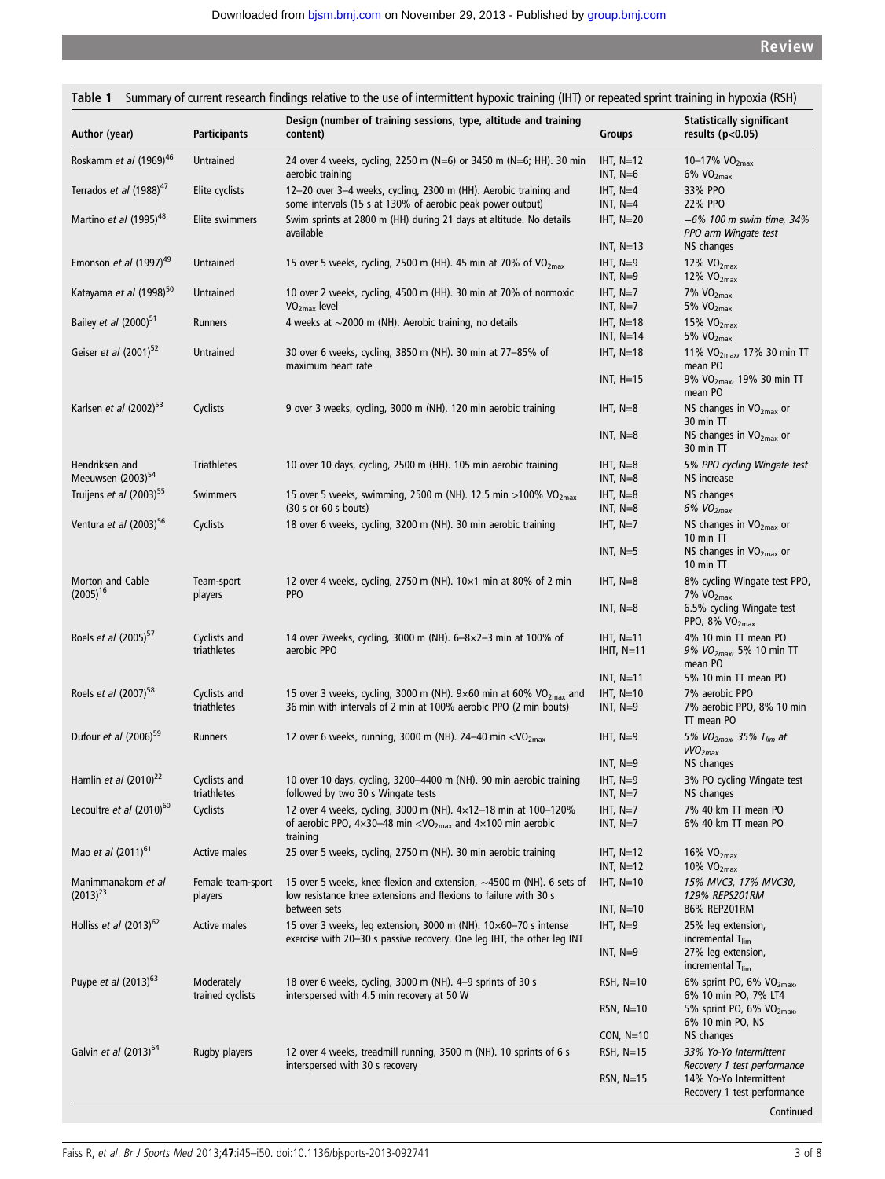**Table 1** Summary of current research findings relative to the use of intermittent hypoxic training (IHT) or repeated sprint training in hypoxia (RSH)

| Author (year) | Participants | Design (number of training sessions, type, altitude and training content) | Groups | Statistically significant results (p<0.05) |
|---|---|---|---|---|
| Roskamm *et al* (1969)[46] | Untrained | 24 over 4 weeks, cycling, 2250 m (N=6) or 3450 m (N=6; HH). 30 min aerobic training | IHT, N=12 | 10–17% $VO_{2max}$ |
| | | | INT, N=6 | 6% $VO_{2max}$ |
| Terrados *et al* (1988)[47] | Elite cyclists | 12–20 over 3–4 weeks, cycling, 2300 m (HH). Aerobic training and some intervals (15 s at 130% of aerobic peak power output) | IHT, N=4 | 33% PPO |
| | | | INT, N=4 | 22% PPO |
| Martino *et al* (1995)[48] | Elite swimmers | Swim sprints at 2800 m (HH) during 21 days at altitude. No details available | IHT, N=20 | *−6% 100 m swim time, 34% PPO arm Wingate test* |
| | | | INT, N=13 | NS changes |
| Emonson *et al* (1997)[49] | Untrained | 15 over 5 weeks, cycling, 2500 m (HH). 45 min at 70% of $VO_{2max}$ | IHT, N=9 | 12% $VO_{2max}$ |
| | | | INT, N=9 | 12% $VO_{2max}$ |
| Katayama *et al* (1998)[50] | Untrained | 10 over 2 weeks, cycling, 4500 m (HH). 30 min at 70% of normoxic $VO_{2max}$ level | IHT, N=7 | 7% $VO_{2max}$ |
| | | | INT, N=7 | 5% $VO_{2max}$ |
| Bailey *et al* (2000)[51] | Runners | 4 weeks at ~2000 m (NH). Aerobic training, no details | IHT, N=18 | 15% $VO_{2max}$ |
| | | | INT, N=14 | 5% $VO_{2max}$ |
| Geiser *et al* (2001)[52] | Untrained | 30 over 6 weeks, cycling, 3850 m (NH). 30 min at 77–85% of maximum heart rate | IHT, N=18 | 11% $VO_{2max}$, 17% 30 min TT mean PO |
| | | | INT, H=15 | 9% $VO_{2max}$, 19% 30 min TT mean PO |
| Karlsen *et al* (2002)[53] | Cyclists | 9 over 3 weeks, cycling, 3000 m (NH). 120 min aerobic training | IHT, N=8 | NS changes in $VO_{2max}$ or 30 min TT |
| | | | INT, N=8 | NS changes in $VO_{2max}$ or 30 min TT |
| Hendriksen and Meeuwsen (2003)[54] | Triathletes | 10 over 10 days, cycling, 2500 m (HH). 105 min aerobic training | IHT, N=8 | *5% PPO cycling Wingate test* |
| | | | INT, N=8 | NS increase |
| Truijens *et al* (2003)[55] | Swimmers | 15 over 5 weeks, swimming, 2500 m (NH). 12.5 min >100% $VO_{2max}$ (30 s or 60 s bouts) | IHT, N=8 | NS changes |
| | | | INT, N=8 | *6% $VO_{2max}$* |
| Ventura *et al* (2003)[56] | Cyclists | 18 over 6 weeks, cycling, 3200 m (NH). 30 min aerobic training | IHT, N=7 | NS changes in $VO_{2max}$ or 10 min TT |
| | | | INT, N=5 | NS changes in $VO_{2max}$ or 10 min TT |
| Morton and Cable (2005)[16] | Team-sport players | 12 over 4 weeks, cycling, 2750 m (NH). 10×1 min at 80% of 2 min PPO | IHT, N=8 | 8% cycling Wingate test PPO, 7% $VO_{2max}$ |
| | | | INT, N=8 | 6.5% cycling Wingate test PPO, 8% $VO_{2max}$ |
| Roels *et al* (2005)[57] | Cyclists and triathletes | 14 over 7weeks, cycling, 3000 m (NH). 6–8×2–3 min at 100% of aerobic PPO | IHT, N=11 | 4% 10 min TT mean PO |
| | | | IHIT, N=11 | *9% $VO_{2max}$*, 5% 10 min TT mean PO |
| | | | INT, N=11 | 5% 10 min TT mean PO |
| Roels *et al* (2007)[58] | Cyclists and triathletes | 15 over 3 weeks, cycling, 3000 m (NH). 9×60 min at 60% $VO_{2max}$ and 36 min with intervals of 2 min at 100% aerobic PPO (2 min bouts) | IHT, N=10 | 7% aerobic PPO |
| | | | INT, N=9 | 7% aerobic PPO, 8% 10 min TT mean PO |
| Dufour *et al* (2006)[59] | Runners | 12 over 6 weeks, running, 3000 m (NH). 24–40 min <$VO_{2max}$ | IHT, N=9 | *5% $VO_{2max}$, 35% $T_{lim}$ at $vVO_{2max}$* |
| | | | INT, N=9 | NS changes |
| Hamlin *et al* (2010)[22] | Cyclists and triathletes | 10 over 10 days, cycling, 3200–4400 m (NH). 90 min aerobic training followed by two 30 s Wingate tests | IHT, N=9 | 3% PO cycling Wingate test |
| | | | INT, N=7 | NS changes |
| Lecoultre *et al* (2010)[60] | Cyclists | 12 over 4 weeks, cycling, 3000 m (NH). 4×12–18 min at 100–120% of aerobic PPO, 4×30–48 min <$VO_{2max}$ and 4×100 min aerobic training | IHT, N=7 | 7% 40 km TT mean PO |
| | | | INT, N=7 | 6% 40 km TT mean PO |
| Mao *et al* (2011)[61] | Active males | 25 over 5 weeks, cycling, 2750 m (NH). 30 min aerobic training | IHT, N=12 | 16% $VO_{2max}$ |
| | | | INT, N=12 | 10% $VO_{2max}$ |
| Manimmanakorn *et al* (2013)[23] | Female team-sport players | 15 over 5 weeks, knee flexion and extension, ~4500 m (NH). 6 sets of low resistance knee extensions and flexions to failure with 30 s between sets | IHT, N=10 | *15% MVC3, 17% MVC30, 129% REPS201RM* |
| | | | INT, N=10 | 86% REP201RM |
| Holliss *et al* (2013)[62] | Active males | 15 over 3 weeks, leg extension, 3000 m (NH). 10×60–70 s intense exercise with 20–30 s passive recovery. One leg IHT, the other leg INT | IHT, N=9 | 25% leg extension, incremental $T_{lim}$ |
| | | | INT, N=9 | 27% leg extension, incremental $T_{lim}$ |
| Puype *et al* (2013)[63] | Moderately trained cyclists | 18 over 6 weeks, cycling, 3000 m (NH). 4–9 sprints of 30 s interspersed with 4.5 min recovery at 50 W | RSH, N=10 | 6% sprint PO, 6% $VO_{2max}$, 6% 10 min PO, 7% LT4 |
| | | | RSN, N=10 | 5% sprint PO, 6% $VO_{2max}$, 6% 10 min PO, NS |
| | | | CON, N=10 | NS changes |
| Galvin *et al* (2013)[64] | Rugby players | 12 over 4 weeks, treadmill running, 3500 m (NH). 10 sprints of 6 s interspersed with 30 s recovery | RSH, N=15 | *33% Yo-Yo Intermittent Recovery 1 test performance* |
| | | | RSN, N=15 | 14% Yo-Yo Intermittent Recovery 1 test performance |

Continued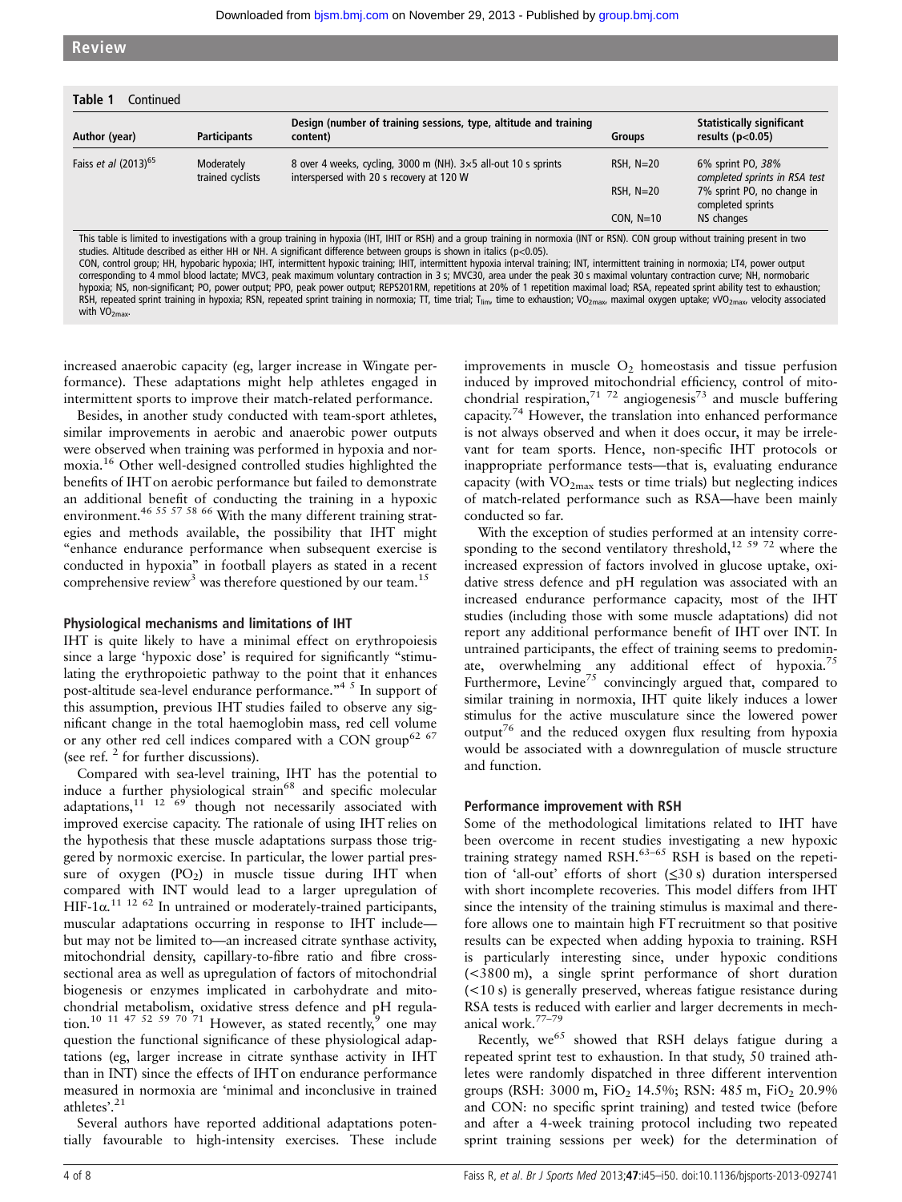**Table 1** Continued

| Author (year) | Participants | Design (number of training sessions, type, altitude and training content) | Groups | Statistically significant results ($p<0.05$) |
|---|---|---|---|---|
| Faiss *et al* (2013)[65] | Moderately trained cyclists | 8 over 4 weeks, cycling, 3000 m (NH). 3×5 all-out 10 s sprints interspersed with 20 s recovery at 120 W | RSH, N=20 | 6% sprint PO, *38% completed sprints in RSA test* |
| | | | RSH, N=20 | 7% sprint PO, no change in completed sprints |
| | | | CON, N=10 | NS changes |

This table is limited to investigations with a group training in hypoxia (IHT, IHIT or RSH) and a group training in normoxia (INT or RSN). CON group without training present in two studies. Altitude described as either HH or NH. A significant difference between groups is shown in italics ($p<0.05$).
CON, control group; HH, hypobaric hypoxia; IHT, intermittent hypoxic training; IHIT, intermittent hypoxia interval training; INT, intermittent training in normoxia; LT4, power output corresponding to 4 mmol blood lactate; MVC3, peak maximum voluntary contraction in 3 s; MVC30, area under the peak 30 s maximal voluntary contraction curve; NH, normobaric hypoxia; NS, non-significant; PO, power output; PPO, peak power output; REPS201RM, repetitions at 20% of 1 repetition maximal load; RSA, repeated sprint ability test to exhaustion; RSH, repeated sprint training in hypoxia; RSN, repeated sprint training in normoxia; TT, time trial; $T_{lim}$, time to exhaustion; $VO_{2max}$, maximal oxygen uptake; $vVO_{2max}$, velocity associated with $VO_{2max}$.

increased anaerobic capacity (eg, larger increase in Wingate performance). These adaptations might help athletes engaged in intermittent sports to improve their match-related performance.

Besides, in another study conducted with team-sport athletes, similar improvements in aerobic and anaerobic power outputs were observed when training was performed in hypoxia and normoxia.[16] Other well-designed controlled studies highlighted the benefits of IHT on aerobic performance but failed to demonstrate an additional benefit of conducting the training in a hypoxic environment.[46 55 57 58 66] With the many different training strategies and methods available, the possibility that IHT might "enhance endurance performance when subsequent exercise is conducted in hypoxia" in football players as stated in a recent comprehensive review[3] was therefore questioned by our team.[15]

### Physiological mechanisms and limitations of IHT

IHT is quite likely to have a minimal effect on erythropoiesis since a large 'hypoxic dose' is required for significantly "stimulating the erythropoietic pathway to the point that it enhances post-altitude sea-level endurance performance."[4 5] In support of this assumption, previous IHT studies failed to observe any significant change in the total haemoglobin mass, red cell volume or any other red cell indices compared with a CON group[62 67] (see ref. [2] for further discussions).

Compared with sea-level training, IHT has the potential to induce a further physiological strain[68] and specific molecular adaptations,[11 12 69] though not necessarily associated with improved exercise capacity. The rationale of using IHT relies on the hypothesis that these muscle adaptations surpass those triggered by normoxic exercise. In particular, the lower partial pressure of oxygen ($PO_2$) in muscle tissue during IHT when compared with INT would lead to a larger upregulation of HIF-1α.[11 12 62] In untrained or moderately-trained participants, muscular adaptations occurring in response to IHT include—but may not be limited to—an increased citrate synthase activity, mitochondrial density, capillary-to-fibre ratio and fibre cross-sectional area as well as upregulation of factors of mitochondrial biogenesis or enzymes implicated in carbohydrate and mitochondrial metabolism, oxidative stress defence and pH regulation.[10 11 47 52 59 70 71] However, as stated recently,[9] one may question the functional significance of these physiological adaptations (eg, larger increase in citrate synthase activity in IHT than in INT) since the effects of IHT on endurance performance measured in normoxia are 'minimal and inconclusive in trained athletes'.[21]

Several authors have reported additional adaptations potentially favourable to high-intensity exercises. These include improvements in muscle $O_2$ homeostasis and tissue perfusion induced by improved mitochondrial efficiency, control of mitochondrial respiration,[71 72] angiogenesis[73] and muscle buffering capacity.[74] However, the translation into enhanced performance is not always observed and when it does occur, it may be irrelevant for team sports. Hence, non-specific IHT protocols or inappropriate performance tests—that is, evaluating endurance capacity (with $VO_{2max}$ tests or time trials) but neglecting indices of match-related performance such as RSA—have been mainly conducted so far.

With the exception of studies performed at an intensity corresponding to the second ventilatory threshold,[12 59 72] where the increased expression of factors involved in glucose uptake, oxidative stress defence and pH regulation was associated with an increased endurance performance capacity, most of the IHT studies (including those with some muscle adaptations) did not report any additional performance benefit of IHT over INT. In untrained participants, the effect of training seems to predominate, overwhelming any additional effect of hypoxia.[75] Furthermore, Levine[75] convincingly argued that, compared to similar training in normoxia, IHT quite likely induces a lower stimulus for the active musculature since the lowered power output[76] and the reduced oxygen flux resulting from hypoxia would be associated with a downregulation of muscle structure and function.

### Performance improvement with RSH

Some of the methodological limitations related to IHT have been overcome in recent studies investigating a new hypoxic training strategy named RSH.[63–65] RSH is based on the repetition of 'all-out' efforts of short (≤30 s) duration interspersed with short incomplete recoveries. This model differs from IHT since the intensity of the training stimulus is maximal and therefore allows one to maintain high FT recruitment so that positive results can be expected when adding hypoxia to training. RSH is particularly interesting since, under hypoxic conditions (<3800 m), a single sprint performance of short duration (<10 s) is generally preserved, whereas fatigue resistance during RSA tests is reduced with earlier and larger decrements in mechanical work.[77–79]

Recently, we[65] showed that RSH delays fatigue during a repeated sprint test to exhaustion. In that study, 50 trained athletes were randomly dispatched in three different intervention groups (RSH: 3000 m, $FiO_2$ 14.5%; RSN: 485 m, $FiO_2$ 20.9% and CON: no specific sprint training) and tested twice (before and after a 4-week training protocol including two repeated sprint training sessions per week) for the determination of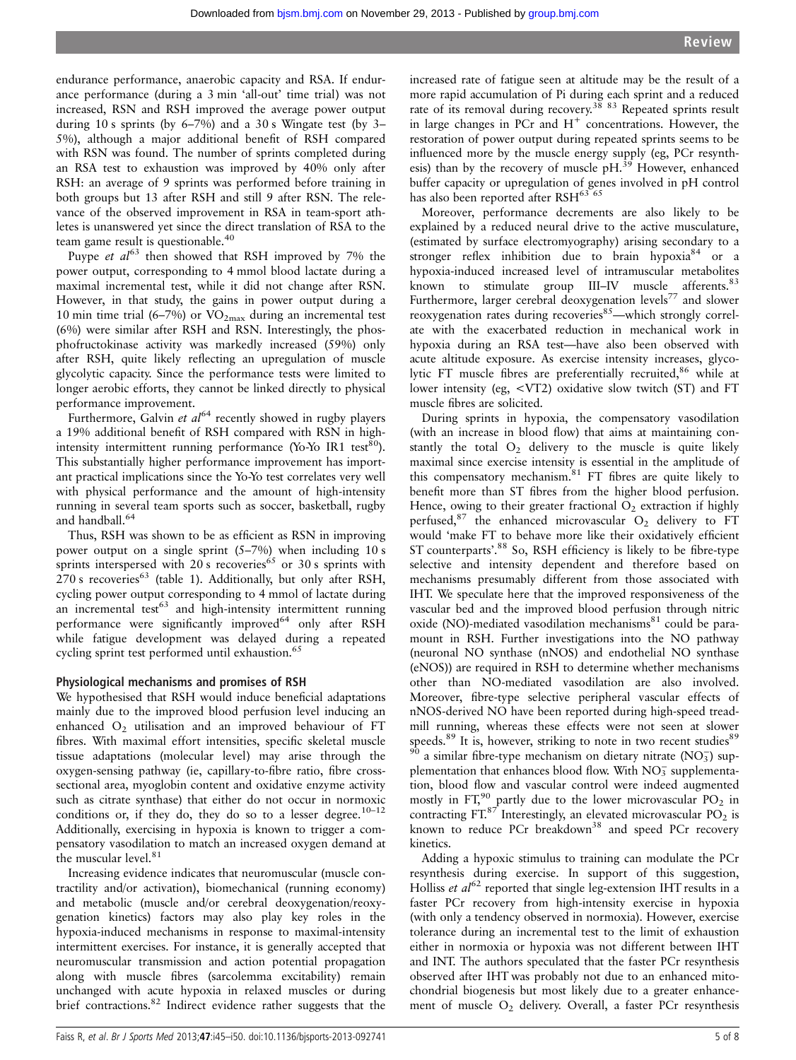endurance performance, anaerobic capacity and RSA. If endurance performance (during a 3 min 'all-out' time trial) was not increased, RSN and RSH improved the average power output during 10 s sprints (by 6–7%) and a 30 s Wingate test (by 3–5%), although a major additional benefit of RSH compared with RSN was found. The number of sprints completed during an RSA test to exhaustion was improved by 40% only after RSH: an average of 9 sprints was performed before training in both groups but 13 after RSH and still 9 after RSN. The relevance of the observed improvement in RSA in team-sport athletes is unanswered yet since the direct translation of RSA to the team game result is questionable.[40]

Puype *et al*[63] then showed that RSH improved by 7% the power output, corresponding to 4 mmol blood lactate during a maximal incremental test, while it did not change after RSN. However, in that study, the gains in power output during a 10 min time trial (6–7%) or $VO_{2max}$ during an incremental test (6%) were similar after RSH and RSN. Interestingly, the phosphofructokinase activity was markedly increased (59%) only after RSH, quite likely reflecting an upregulation of muscle glycolytic capacity. Since the performance tests were limited to longer aerobic efforts, they cannot be linked directly to physical performance improvement.

Furthermore, Galvin *et al*[64] recently showed in rugby players a 19% additional benefit of RSH compared with RSN in high-intensity intermittent running performance (Yo-Yo IR1 test[80]). This substantially higher performance improvement has important practical implications since the Yo-Yo test correlates very well with physical performance and the amount of high-intensity running in several team sports such as soccer, basketball, rugby and handball.[64]

Thus, RSH was shown to be as efficient as RSN in improving power output on a single sprint (5–7%) when including 10 s sprints interspersed with 20 s recoveries[65] or 30 s sprints with 270 s recoveries[63] (table 1). Additionally, but only after RSH, cycling power output corresponding to 4 mmol of lactate during an incremental test[63] and high-intensity intermittent running performance were significantly improved[64] only after RSH while fatigue development was delayed during a repeated cycling sprint test performed until exhaustion.[65]

### Physiological mechanisms and promises of RSH

We hypothesised that RSH would induce beneficial adaptations mainly due to the improved blood perfusion level inducing an enhanced $O_2$ utilisation and an improved behaviour of FT fibres. With maximal effort intensities, specific skeletal muscle tissue adaptations (molecular level) may arise through the oxygen-sensing pathway (ie, capillary-to-fibre ratio, fibre cross-sectional area, myoglobin content and oxidative enzyme activity such as citrate synthase) that either do not occur in normoxic conditions or, if they do, they do so to a lesser degree.[10–12] Additionally, exercising in hypoxia is known to trigger a compensatory vasodilation to match an increased oxygen demand at the muscular level.[81]

Increasing evidence indicates that neuromuscular (muscle contractility and/or activation), biomechanical (running economy) and metabolic (muscle and/or cerebral deoxygenation/reoxygenation kinetics) factors may also play key roles in the hypoxia-induced mechanisms in response to maximal-intensity intermittent exercises. For instance, it is generally accepted that neuromuscular transmission and action potential propagation along with muscle fibres (sarcolemma excitability) remain unchanged with acute hypoxia in relaxed muscles or during brief contractions.[82] Indirect evidence rather suggests that the increased rate of fatigue seen at altitude may be the result of a more rapid accumulation of Pi during each sprint and a reduced rate of its removal during recovery.[38 83] Repeated sprints result in large changes in PCr and $H^+$ concentrations. However, the restoration of power output during repeated sprints seems to be influenced more by the muscle energy supply (eg, PCr resynthesis) than by the recovery of muscle pH.[39] However, enhanced buffer capacity or upregulation of genes involved in pH control has also been reported after RSH[63 65]

Moreover, performance decrements are also likely to be explained by a reduced neural drive to the active musculature, (estimated by surface electromyography) arising secondary to a stronger reflex inhibition due to brain hypoxia[84] or a hypoxia-induced increased level of intramuscular metabolites known to stimulate group III–IV muscle afferents.[83] Furthermore, larger cerebral deoxygenation levels[77] and slower reoxygenation rates during recoveries[85]—which strongly correlate with the exacerbated reduction in mechanical work in hypoxia during an RSA test—have also been observed with acute altitude exposure. As exercise intensity increases, glycolytic FT muscle fibres are preferentially recruited,[86] while at lower intensity (eg, <VT2) oxidative slow twitch (ST) and FT muscle fibres are solicited.

During sprints in hypoxia, the compensatory vasodilation (with an increase in blood flow) that aims at maintaining constantly the total $O_2$ delivery to the muscle is quite likely maximal since exercise intensity is essential in the amplitude of this compensatory mechanism.[81] FT fibres are quite likely to benefit more than ST fibres from the higher blood perfusion. Hence, owing to their greater fractional $O_2$ extraction if highly perfused,[87] the enhanced microvascular $O_2$ delivery to FT would 'make FT to behave more like their oxidatively efficient ST counterparts'.[88] So, RSH efficiency is likely to be fibre-type selective and intensity dependent and therefore based on mechanisms presumably different from those associated with IHT. We speculate here that the improved responsiveness of the vascular bed and the improved blood perfusion through nitric oxide (NO)-mediated vasodilation mechanisms[81] could be paramount in RSH. Further investigations into the NO pathway (neuronal NO synthase (nNOS) and endothelial NO synthase (eNOS)) are required in RSH to determine whether mechanisms other than NO-mediated vasodilation are also involved. Moreover, fibre-type selective peripheral vascular effects of nNOS-derived NO have been reported during high-speed treadmill running, whereas these effects were not seen at slower speeds.[89] It is, however, striking to note in two recent studies[89 90] a similar fibre-type mechanism on dietary nitrate ($NO_3^-$) supplementation that enhances blood flow. With $NO_3^-$ supplementation, blood flow and vascular control were indeed augmented mostly in FT,[90] partly due to the lower microvascular $PO_2$ in contracting FT.[87] Interestingly, an elevated microvascular $PO_2$ is known to reduce PCr breakdown[38] and speed PCr recovery kinetics.

Adding a hypoxic stimulus to training can modulate the PCr resynthesis during exercise. In support of this suggestion, Holliss *et al*[62] reported that single leg-extension IHT results in a faster PCr recovery from high-intensity exercise in hypoxia (with only a tendency observed in normoxia). However, exercise tolerance during an incremental test to the limit of exhaustion either in normoxia or hypoxia was not different between IHT and INT. The authors speculated that the faster PCr resynthesis observed after IHT was probably not due to an enhanced mitochondrial biogenesis but most likely due to a greater enhancement of muscle $O_2$ delivery. Overall, a faster PCr resynthesis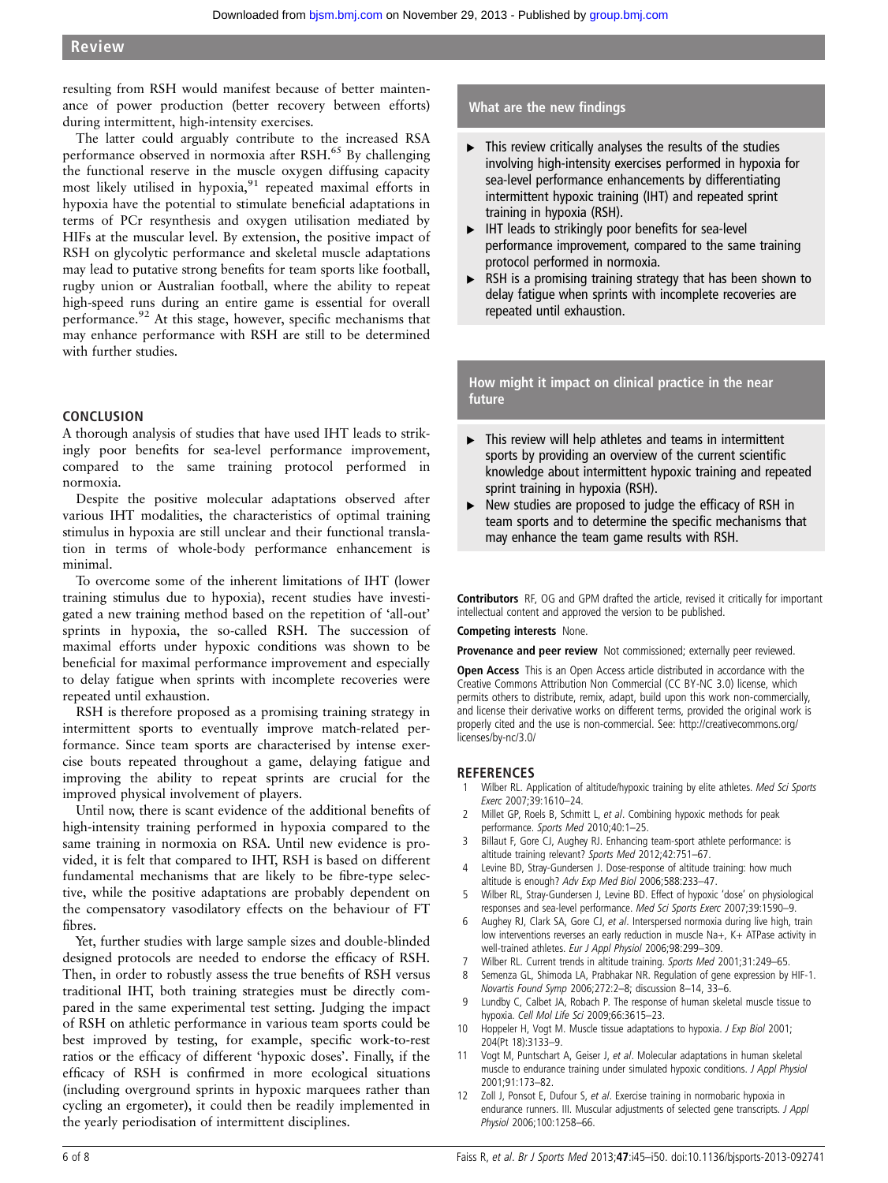resulting from RSH would manifest because of better maintenance of power production (better recovery between efforts) during intermittent, high-intensity exercises.

The latter could arguably contribute to the increased RSA performance observed in normoxia after RSH.[65] By challenging the functional reserve in the muscle oxygen diffusing capacity most likely utilised in hypoxia,[91] repeated maximal efforts in hypoxia have the potential to stimulate beneficial adaptations in terms of PCr resynthesis and oxygen utilisation mediated by HIFs at the muscular level. By extension, the positive impact of RSH on glycolytic performance and skeletal muscle adaptations may lead to putative strong benefits for team sports like football, rugby union or Australian football, where the ability to repeat high-speed runs during an entire game is essential for overall performance.[92] At this stage, however, specific mechanisms that may enhance performance with RSH are still to be determined with further studies.

## CONCLUSION

A thorough analysis of studies that have used IHT leads to strikingly poor benefits for sea-level performance improvement, compared to the same training protocol performed in normoxia.

Despite the positive molecular adaptations observed after various IHT modalities, the characteristics of optimal training stimulus in hypoxia are still unclear and their functional translation in terms of whole-body performance enhancement is minimal.

To overcome some of the inherent limitations of IHT (lower training stimulus due to hypoxia), recent studies have investigated a new training method based on the repetition of 'all-out' sprints in hypoxia, the so-called RSH. The succession of maximal efforts under hypoxic conditions was shown to be beneficial for maximal performance improvement and especially to delay fatigue when sprints with incomplete recoveries were repeated until exhaustion.

RSH is therefore proposed as a promising training strategy in intermittent sports to eventually improve match-related performance. Since team sports are characterised by intense exercise bouts repeated throughout a game, delaying fatigue and improving the ability to repeat sprints are crucial for the improved physical involvement of players.

Until now, there is scant evidence of the additional benefits of high-intensity training performed in hypoxia compared to the same training in normoxia on RSA. Until new evidence is provided, it is felt that compared to IHT, RSH is based on different fundamental mechanisms that are likely to be fibre-type selective, while the positive adaptations are probably dependent on the compensatory vasodilatory effects on the behaviour of FT fibres.

Yet, further studies with large sample sizes and double-blinded designed protocols are needed to endorse the efficacy of RSH. Then, in order to robustly assess the true benefits of RSH versus traditional IHT, both training strategies must be directly compared in the same experimental test setting. Judging the impact of RSH on athletic performance in various team sports could be best improved by testing, for example, specific work-to-rest ratios or the efficacy of different 'hypoxic doses'. Finally, if the efficacy of RSH is confirmed in more ecological situations (including overground sprints in hypoxic marquees rather than cycling an ergometer), it could then be readily implemented in the yearly periodisation of intermittent disciplines.

### What are the new findings

- This review critically analyses the results of the studies involving high-intensity exercises performed in hypoxia for sea-level performance enhancements by differentiating intermittent hypoxic training (IHT) and repeated sprint training in hypoxia (RSH).
- IHT leads to strikingly poor benefits for sea-level performance improvement, compared to the same training protocol performed in normoxia.
- RSH is a promising training strategy that has been shown to delay fatigue when sprints with incomplete recoveries are repeated until exhaustion.

### How might it impact on clinical practice in the near future

- This review will help athletes and teams in intermittent sports by providing an overview of the current scientific knowledge about intermittent hypoxic training and repeated sprint training in hypoxia (RSH).
- New studies are proposed to judge the efficacy of RSH in team sports and to determine the specific mechanisms that may enhance the team game results with RSH.

**Contributors** RF, OG and GPM drafted the article, revised it critically for important intellectual content and approved the version to be published.

**Competing interests** None.

**Provenance and peer review** Not commissioned; externally peer reviewed.

**Open Access** This is an Open Access article distributed in accordance with the Creative Commons Attribution Non Commercial (CC BY-NC 3.0) license, which permits others to distribute, remix, adapt, build upon this work non-commercially, and license their derivative works on different terms, provided the original work is properly cited and the use is non-commercial. See: http://creativecommons.org/licenses/by-nc/3.0/

## REFERENCES

1. Wilber RL. Application of altitude/hypoxic training by elite athletes. *Med Sci Sports Exerc* 2007;39:1610–24.
2. Millet GP, Roels B, Schmitt L, *et al*. Combining hypoxic methods for peak performance. *Sports Med* 2010;40:1–25.
3. Billaut F, Gore CJ, Aughey RJ. Enhancing team-sport athlete performance: is altitude training relevant? *Sports Med* 2012;42:751–67.
4. Levine BD, Stray-Gundersen J. Dose-response of altitude training: how much altitude is enough? *Adv Exp Med Biol* 2006;588:233–47.
5. Wilber RL, Stray-Gundersen J, Levine BD. Effect of hypoxic 'dose' on physiological responses and sea-level performance. *Med Sci Sports Exerc* 2007;39:1590–9.
6. Aughey RJ, Clark SA, Gore CJ, *et al*. Interspersed normoxia during live high, train low interventions reverses an early reduction in muscle Na+, K+ ATPase activity in well-trained athletes. *Eur J Appl Physiol* 2006;98:299–309.
7. Wilber RL. Current trends in altitude training. *Sports Med* 2001;31:249–65.
8. Semenza GL, Shimoda LA, Prabhakar NR. Regulation of gene expression by HIF-1. *Novartis Found Symp* 2006;272:2–8; discussion 8–14, 33–6.
9. Lundby C, Calbet JA, Robach P. The response of human skeletal muscle tissue to hypoxia. *Cell Mol Life Sci* 2009;66:3615–23.
10. Hoppeler H, Vogt M. Muscle tissue adaptations to hypoxia. *J Exp Biol* 2001;204(Pt 18):3133–9.
11. Vogt M, Puntschart A, Geiser J, *et al*. Molecular adaptations in human skeletal muscle to endurance training under simulated hypoxic conditions. *J Appl Physiol* 2001;91:173–82.
12. Zoll J, Ponsot E, Dufour S, *et al*. Exercise training in normobaric hypoxia in endurance runners. III. Muscular adjustments of selected gene transcripts. *J Appl Physiol* 2006;100:1258–66.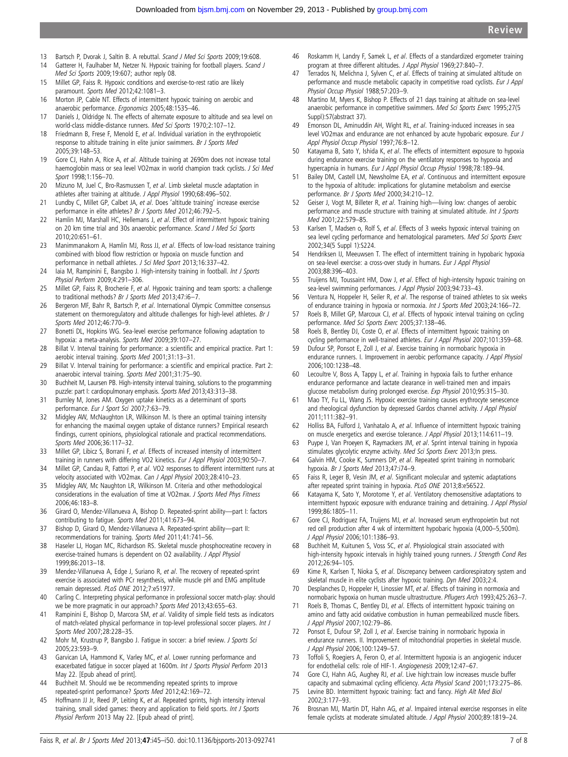13 Bartsch P, Dvorak J, Saltin B. A rebuttal. *Scand J Med Sci Sports* 2009;19:608.

14 Gatterer H, Faulhaber M, Netzer N. Hypoxic training for football players. *Scand J Med Sci Sports* 2009;19:607; author reply 08.

15 Millet GP, Faiss R. Hypoxic conditions and exercise-to-rest ratio are likely paramount. *Sports Med* 2012;42:1081–3.

16 Morton JP, Cable NT. Effects of intermittent hypoxic training on aerobic and anaerobic performance. *Ergonomics* 2005;48:1535–46.

17 Daniels J, Oldridge N. The effects of alternate exposure to altitude and sea level on world-class middle-distance runners. *Med Sci Sports* 1970;2:107–12.

18 Friedmann B, Frese F, Menold E, *et al*. Individual variation in the erythropoietic response to altitude training in elite junior swimmers. *Br J Sports Med* 2005;39:148–53.

19 Gore CJ, Hahn A, Rice A, *et al*. Altitude training at 2690m does not increase total haemoglobin mass or sea level VO2max in world champion track cyclists. *J Sci Med Sport* 1998;1:156–70.

20 Mizuno M, Juel C, Bro-Rasmussen T, *et al*. Limb skeletal muscle adaptation in athletes after training at altitude. *J Appl Physiol* 1990;68:496–502.

21 Lundby C, Millet GP, Calbet JA, *et al*. Does 'altitude training' increase exercise performance in elite athletes? *Br J Sports Med* 2012;46:792–5.

22 Hamlin MJ, Marshall HC, Hellemans J, *et al*. Effect of intermittent hypoxic training on 20 km time trial and 30s anaerobic performance. *Scand J Med Sci Sports* 2010;20:651–61.

23 Manimmanakorn A, Hamlin MJ, Ross JJ, *et al*. Effects of low-load resistance training combined with blood flow restriction or hypoxia on muscle function and performance in netball athletes. *J Sci Med Sport* 2013;16:337–42.

24 Iaia M, Rampinini E, Bangsbo J. High-intensity training in football. *Int J Sports Physiol Perform* 2009;4:291–306.

25 Millet GP, Faiss R, Brocherie F, *et al*. Hypoxic training and team sports: a challenge to traditional methods? *Br J Sports Med* 2013;47:i6–7.

26 Bergeron MF, Bahr R, Bartsch P, *et al*. International Olympic Committee consensus statement on thermoregulatory and altitude challenges for high-level athletes. *Br J Sports Med* 2012;46:770–9.

27 Bonetti DL, Hopkins WG. Sea-level exercise performance following adaptation to hypoxia: a meta-analysis. *Sports Med* 2009;39:107–27.

28 Billat V. Interval training for performance: a scientific and empirical practice. Part 1: aerobic interval training. *Sports Med* 2001;31:13–31.

29 Billat V. Interval training for performance: a scientific and empirical practice. Part 2: anaerobic interval training. *Sports Med* 2001;31:75–90.

30 Buchheit M, Laursen PB. High-intensity interval training, solutions to the programming puzzle: part I: cardiopulmonary emphasis. *Sports Med* 2013;43:313–38.

31 Burnley M, Jones AM. Oxygen uptake kinetics as a determinant of sports performance. *Eur J Sport Sci* 2007;7:63–79.

32 Midgley AW, McNaughton LR, Wilkinson M. Is there an optimal training intensity for enhancing the maximal oxygen uptake of distance runners? Empirical research findings, current opinions, physiological rationale and practical recommendations. *Sports Med* 2006;36:117–32.

33 Millet GP, Libicz S, Borrani F, *et al*. Effects of increased intensity of intermittent training in runners with differing VO2 kinetics. *Eur J Appl Physiol* 2003;90:50–7.

34 Millet GP, Candau R, Fattori P, *et al*. VO2 responses to different intermittent runs at velocity associated with VO2max. *Can J Appl Physiol* 2003;28:410–23.

35 Midgley AW, Mc Naughton LR, Wilkinson M. Criteria and other methodological considerations in the evaluation of time at VO2max. *J Sports Med Phys Fitness* 2006;46:183–8.

36 Girard O, Mendez-Villanueva A, Bishop D. Repeated-sprint ability—part I: factors contributing to fatigue. *Sports Med* 2011;41:673–94.

37 Bishop D, Girard O, Mendez-Villanueva A. Repeated-sprint ability—part II: recommendations for training. *Sports Med* 2011;41:741–56.

38 Haseler LJ, Hogan MC, Richardson RS. Skeletal muscle phosphocreatine recovery in exercise-trained humans is dependent on O2 availability. *J Appl Physiol* 1999;86:2013–18.

39 Mendez-Villanueva A, Edge J, Suriano R, *et al*. The recovery of repeated-sprint exercise is associated with PCr resynthesis, while muscle pH and EMG amplitude remain depressed. *PLoS ONE* 2012;7:e51977.

40 Carling C. Interpreting physical performance in professional soccer match-play: should we be more pragmatic in our approach? *Sports Med* 2013;43:655–63.

41 Rampinini E, Bishop D, Marcora SM, *et al*. Validity of simple field tests as indicators of match-related physical performance in top-level professional soccer players. *Int J Sports Med* 2007;28:228–35.

42 Mohr M, Krustrup P, Bangsbo J. Fatigue in soccer: a brief review. *J Sports Sci* 2005;23:593–9.

43 Garvican LA, Hammond K, Varley MC, *et al*. Lower running performance and exacerbated fatigue in soccer played at 1600m. *Int J Sports Physiol Perform* 2013 May 22. [Epub ahead of print].

44 Buchheit M. Should we be recommending repeated sprints to improve repeated-sprint performance? *Sports Med* 2012;42:169–72.

45 Hoffmann JJ Jr, Reed JP, Leiting K, *et al*. Repeated sprints, high intensity interval training, small sided games: theory and application to field sports. *Int J Sports Physiol Perform* 2013 May 22. [Epub ahead of print].

46 Roskamm H, Landry F, Samek L, *et al*. Effects of a standardized ergometer training program at three different altitudes. *J Appl Physiol* 1969;27:840–7.

47 Terrados N, Melichna J, Sylven C, *et al*. Effects of training at simulated altitude on performance and muscle metabolic capacity in competitive road cyclists. *Eur J Appl Physiol Occup Physiol* 1988;57:203–9.

48 Martino M, Myers K, Bishop P. Effects of 21 days training at altitude on sea-level anaerobic performance in competitive swimmers. *Med Sci Sports Exerc* 1995;27(5 Suppl):S7(abstract 37).

49 Emonson DL, Aminuddin AH, Wight RL, *et al*. Training-induced increases in sea level VO2max and endurance are not enhanced by acute hypobaric exposure. *Eur J Appl Physiol Occup Physiol* 1997;76:8–12.

50 Katayama B, Sato Y, Ishida K, *et al*. The effects of intermittent exposure to hypoxia during endurance exercise training on the ventilatory responses to hypoxia and hypercapnia in humans. *Eur J Appl Physiol Occup Physiol* 1998;78:189–94.

51 Bailey DM, Castell LM, Newsholme EA, *et al*. Continuous and intermittent exposure to the hypoxia of altitude: implications for glutamine metabolism and exercise performance. *Br J Sports Med* 2000;34:210–12.

52 Geiser J, Vogt M, Billeter R, *et al*. Training high—living low: changes of aerobic performance and muscle structure with training at simulated altitude. *Int J Sports Med* 2001;22:579–85.

53 Karlsen T, Madsen o, Rolf S, *et al*. Effects of 3 weeks hypoxic interval training on sea level cycling performance and hematological parameters. *Med Sci Sports Exerc* 2002;34(5 Suppl 1):S224.

54 Hendriksen IJ, Meeuwsen T. The effect of intermittent training in hypobaric hypoxia on sea-level exercise: a cross-over study in humans. *Eur J Appl Physiol* 2003;88:396–403.

55 Truijens MJ, Toussaint HM, Dow J, *et al*. Effect of high-intensity hypoxic training on sea-level swimming performances. *J Appl Physiol* 2003;94:733–43.

56 Ventura N, Hoppeler H, Seiler R, *et al*. The response of trained athletes to six weeks of endurance training in hypoxia or normoxia. *Int J Sports Med* 2003;24:166–72.

57 Roels B, Millet GP, Marcoux CJ, *et al*. Effects of hypoxic interval training on cycling performance. *Med Sci Sports Exerc* 2005;37:138–46.

58 Roels B, Bentley DJ, Coste O, *et al*. Effects of intermittent hypoxic training on cycling performance in well-trained athletes. *Eur J Appl Physiol* 2007;101:359–68.

59 Dufour SP, Ponsot E, Zoll J, *et al*. Exercise training in normobaric hypoxia in endurance runners. I. Improvement in aerobic performance capacity. *J Appl Physiol* 2006;100:1238–48.

60 Lecoultre V, Boss A, Tappy L, *et al*. Training in hypoxia fails to further enhance endurance performance and lactate clearance in well-trained men and impairs glucose metabolism during prolonged exercise. *Exp Physiol* 2010;95:315–30.

61 Mao TY, Fu LL, Wang JS. Hypoxic exercise training causes erythrocyte senescence and rheological dysfunction by depressed Gardos channel activity. *J Appl Physiol* 2011;111:382–91.

62 Holliss BA, Fulford J, Vanhatalo A, *et al*. Influence of intermittent hypoxic training on muscle energetics and exercise tolerance. *J Appl Physiol* 2013;114:611–19.

63 Puype J, Van Proeyen K, Raymackers JM, *et al*. Sprint interval training in hypoxia stimulates glycolytic enzyme activity. *Med Sci Sports Exerc* 2013;In press.

64 Galvin HM, Cooke K, Sumners DP, *et al*. Repeated sprint training in normobaric hypoxia. *Br J Sports Med* 2013;47:i74–9.

65 Faiss R, Leger B, Vesin JM, *et al*. Significant molecular and systemic adaptations after repeated sprint training in hypoxia. *PLoS ONE* 2013;8:e56522.

66 Katayama K, Sato Y, Morotome Y, *et al*. Ventilatory chemosensitive adaptations to intermittent hypoxic exposure with endurance training and detraining. *J Appl Physiol* 1999;86:1805–11.

67 Gore CJ, Rodriguez FA, Truijens MJ, *et al*. Increased serum erythropoietin but not red cell production after 4 wk of intermittent hypobaric hypoxia (4,000–5,500m). *J Appl Physiol* 2006;101:1386–93.

68 Buchheit M, Kuitunen S, Voss SC, *et al*. Physiological strain associated with high-intensity hypoxic intervals in highly trained young runners. *J Strength Cond Res* 2012;26:94–105.

69 Kime R, Karlsen T, Nioka S, *et al*. Discrepancy between cardiorespiratory system and skeletal muscle in elite cyclists after hypoxic training. *Dyn Med* 2003;2:4.

70 Desplanches D, Hoppeler H, Linossier MT, *et al*. Effects of training in normoxia and normobaric hypoxia on human muscle ultrastructure. *Pflugers Arch* 1993;425:263–7.

71 Roels B, Thomas C, Bentley DJ, *et al*. Effects of intermittent hypoxic training on amino and fatty acid oxidative combustion in human permeabilized muscle fibers. *J Appl Physiol* 2007;102:79–86.

72 Ponsot E, Dufour SP, Zoll J, *et al*. Exercise training in normobaric hypoxia in endurance runners. II. Improvement of mitochondrial properties in skeletal muscle. *J Appl Physiol* 2006;100:1249–57.

73 Toffoli S, Roegiers A, Feron O, *et al*. Intermittent hypoxia is an angiogenic inducer for endothelial cells: role of HIF-1. *Angiogenesis* 2009;12:47–67.

74 Gore CJ, Hahn AG, Aughey RJ, *et al*. Live high:train low increases muscle buffer capacity and submaximal cycling efficiency. *Acta Physiol Scand* 2001;173:275–86.

75 Levine BD. Intermittent hypoxic training: fact and fancy. *High Alt Med Biol* 2002;3:177–93.

76 Brosnan MJ, Martin DT, Hahn AG, *et al*. Impaired interval exercise responses in elite female cyclists at moderate simulated altitude. *J Appl Physiol* 2000;89:1819–24.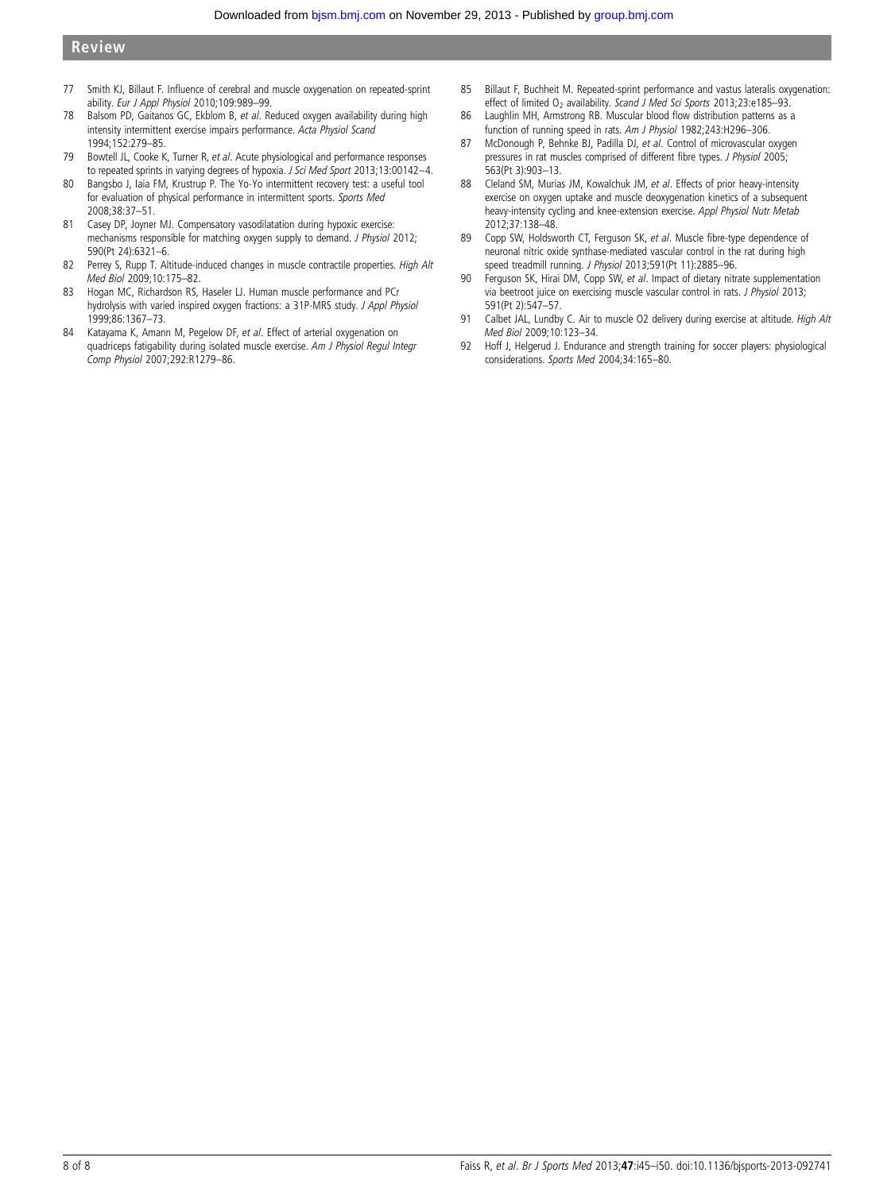77 Smith KJ, Billaut F. Influence of cerebral and muscle oxygenation on repeated-sprint ability. *Eur J Appl Physiol* 2010;109:989–99.

78 Balsom PD, Gaitanos GC, Ekblom B, *et al*. Reduced oxygen availability during high intensity intermittent exercise impairs performance. *Acta Physiol Scand* 1994;152:279–85.

79 Bowtell JL, Cooke K, Turner R, *et al*. Acute physiological and performance responses to repeated sprints in varying degrees of hypoxia. *J Sci Med Sport* 2013;13:00142–4.

80 Bangsbo J, Iaia FM, Krustrup P. The Yo-Yo intermittent recovery test: a useful tool for evaluation of physical performance in intermittent sports. *Sports Med* 2008;38:37–51.

81 Casey DP, Joyner MJ. Compensatory vasodilatation during hypoxic exercise: mechanisms responsible for matching oxygen supply to demand. *J Physiol* 2012; 590(Pt 24):6321–6.

82 Perrey S, Rupp T. Altitude-induced changes in muscle contractile properties. *High Alt Med Biol* 2009;10:175–82.

83 Hogan MC, Richardson RS, Haseler LJ. Human muscle performance and PCr hydrolysis with varied inspired oxygen fractions: a 31P-MRS study. *J Appl Physiol* 1999;86:1367–73.

84 Katayama K, Amann M, Pegelow DF, *et al*. Effect of arterial oxygenation on quadriceps fatigability during isolated muscle exercise. *Am J Physiol Regul Integr Comp Physiol* 2007;292:R1279–86.

85 Billaut F, Buchheit M. Repeated-sprint performance and vastus lateralis oxygenation: effect of limited $O_2$ availability. *Scand J Med Sci Sports* 2013;23:e185–93.

86 Laughlin MH, Armstrong RB. Muscular blood flow distribution patterns as a function of running speed in rats. *Am J Physiol* 1982;243:H296–306.

87 McDonough P, Behnke BJ, Padilla DJ, *et al*. Control of microvascular oxygen pressures in rat muscles comprised of different fibre types. *J Physiol* 2005; 563(Pt 3):903–13.

88 Cleland SM, Murias JM, Kowalchuk JM, *et al*. Effects of prior heavy-intensity exercise on oxygen uptake and muscle deoxygenation kinetics of a subsequent heavy-intensity cycling and knee-extension exercise. *Appl Physiol Nutr Metab* 2012;37:138–48.

89 Copp SW, Holdsworth CT, Ferguson SK, *et al*. Muscle fibre-type dependence of neuronal nitric oxide synthase-mediated vascular control in the rat during high speed treadmill running. *J Physiol* 2013;591(Pt 11):2885–96.

90 Ferguson SK, Hirai DM, Copp SW, *et al*. Impact of dietary nitrate supplementation via beetroot juice on exercising muscle vascular control in rats. *J Physiol* 2013; 591(Pt 2):547–57.

91 Calbet JAL, Lundby C. Air to muscle O2 delivery during exercise at altitude. *High Alt Med Biol* 2009;10:123–34.

92 Hoff J, Helgerud J. Endurance and strength training for soccer players: physiological considerations. *Sports Med* 2004;34:165–80.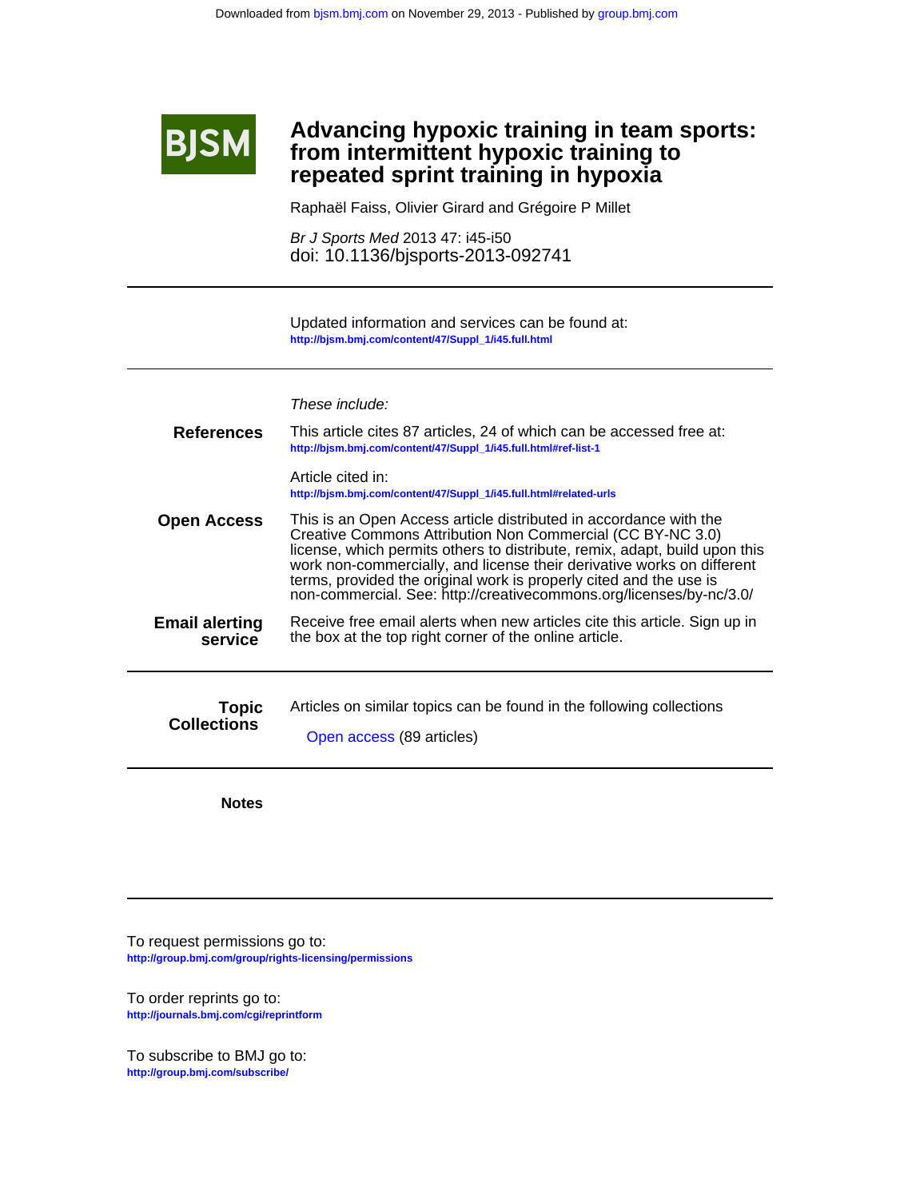# Advancing hypoxic training in team sports: from intermittent hypoxic training to repeated sprint training in hypoxia

Raphaël Faiss, Olivier Girard and Grégoire P Millet

*Br J Sports Med* 2013 47: i45-i50
doi: 10.1136/bjsports-2013-092741

Updated information and services can be found at:
http://bjsm.bmj.com/content/47/Suppl_1/i45.full.html

*These include:*

**References**

This article cites 87 articles, 24 of which can be accessed free at:
http://bjsm.bmj.com/content/47/Suppl_1/i45.full.html#ref-list-1

Article cited in:
http://bjsm.bmj.com/content/47/Suppl_1/i45.full.html#related-urls

**Open Access**

This is an Open Access article distributed in accordance with the Creative Commons Attribution Non Commercial (CC BY-NC 3.0) license, which permits others to distribute, remix, adapt, build upon this work non-commercially, and license their derivative works on different terms, provided the original work is properly cited and the use is non-commercial. See: http://creativecommons.org/licenses/by-nc/3.0/

**Email alerting service**

Receive free email alerts when new articles cite this article. Sign up in the box at the top right corner of the online article.

**Topic Collections**

Articles on similar topics can be found in the following collections

Open access (89 articles)

**Notes**

To request permissions go to:
http://group.bmj.com/group/rights-licensing/permissions

To order reprints go to:
http://journals.bmj.com/cgi/reprintform

To subscribe to BMJ go to:
http://group.bmj.com/subscribe/